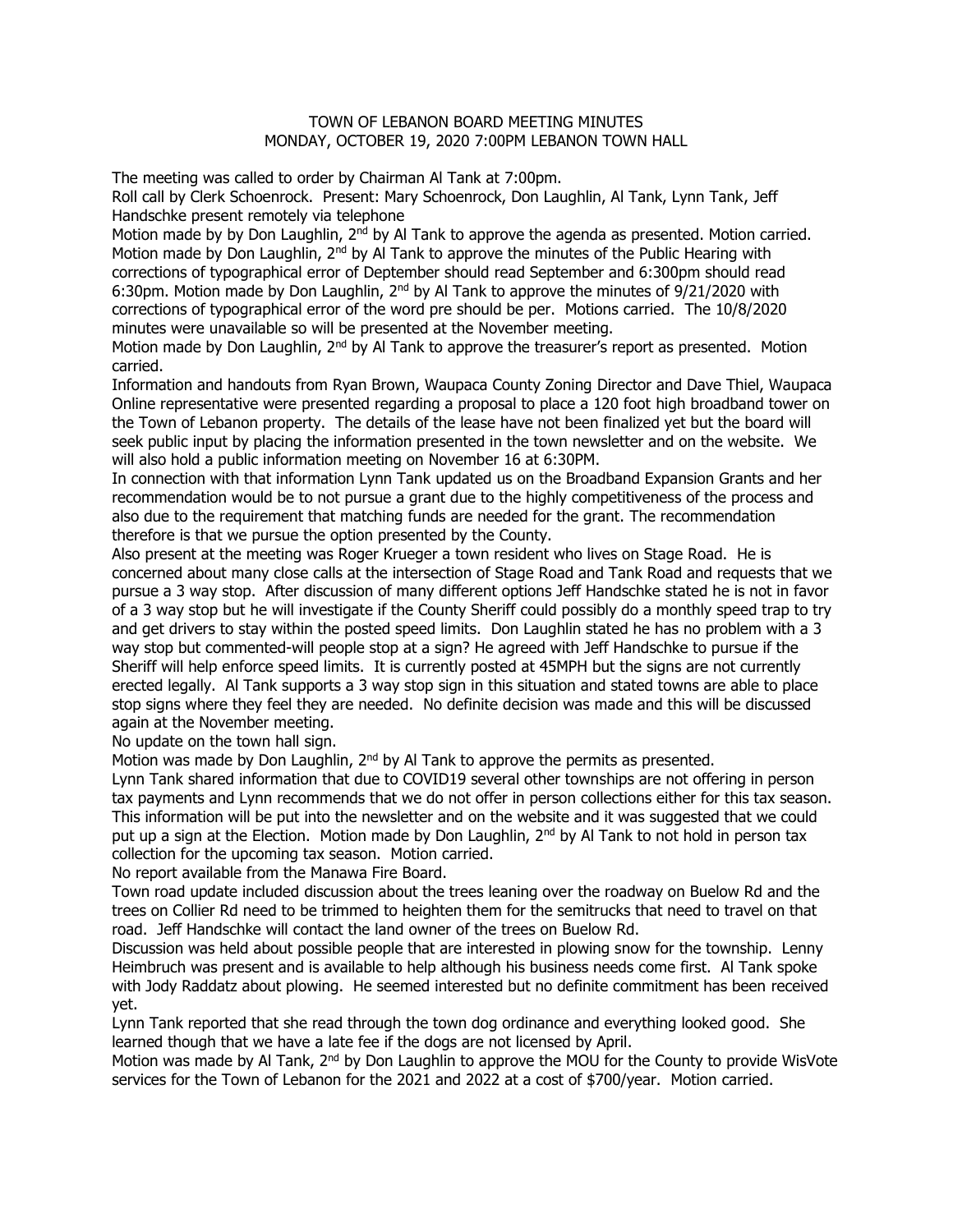# TOWN OF LEBANON BOARD MEETING MINUTES
## MONDAY, OCTOBER 19, 2020 7:00PM LEBANON TOWN HALL

The meeting was called to order by Chairman Al Tank at 7:00pm.

Roll call by Clerk Schoenrock. Present: Mary Schoenrock, Don Laughlin, Al Tank, Lynn Tank, Jeff Handschke present remotely via telephone

Motion made by by Don Laughlin, 2nd by Al Tank to approve the agenda as presented. Motion carried. Motion made by Don Laughlin, 2nd by Al Tank to approve the minutes of the Public Hearing with corrections of typographical error of Deptember should read September and 6:300pm should read 6:30pm. Motion made by Don Laughlin, 2nd by Al Tank to approve the minutes of 9/21/2020 with corrections of typographical error of the word pre should be per. Motions carried. The 10/8/2020 minutes were unavailable so will be presented at the November meeting.

Motion made by Don Laughlin, 2nd by Al Tank to approve the treasurer's report as presented. Motion carried.

Information and handouts from Ryan Brown, Waupaca County Zoning Director and Dave Thiel, Waupaca Online representative were presented regarding a proposal to place a 120 foot high broadband tower on the Town of Lebanon property. The details of the lease have not been finalized yet but the board will seek public input by placing the information presented in the town newsletter and on the website. We will also hold a public information meeting on November 16 at 6:30PM.

In connection with that information Lynn Tank updated us on the Broadband Expansion Grants and her recommendation would be to not pursue a grant due to the highly competitiveness of the process and also due to the requirement that matching funds are needed for the grant. The recommendation therefore is that we pursue the option presented by the County.

Also present at the meeting was Roger Krueger a town resident who lives on Stage Road. He is concerned about many close calls at the intersection of Stage Road and Tank Road and requests that we pursue a 3 way stop. After discussion of many different options Jeff Handschke stated he is not in favor of a 3 way stop but he will investigate if the County Sheriff could possibly do a monthly speed trap to try and get drivers to stay within the posted speed limits. Don Laughlin stated he has no problem with a 3 way stop but commented-will people stop at a sign? He agreed with Jeff Handschke to pursue if the Sheriff will help enforce speed limits. It is currently posted at 45MPH but the signs are not currently erected legally. Al Tank supports a 3 way stop sign in this situation and stated towns are able to place stop signs where they feel they are needed. No definite decision was made and this will be discussed again at the November meeting.

No update on the town hall sign.

Motion was made by Don Laughlin, 2nd by Al Tank to approve the permits as presented.

Lynn Tank shared information that due to COVID19 several other townships are not offering in person tax payments and Lynn recommends that we do not offer in person collections either for this tax season. This information will be put into the newsletter and on the website and it was suggested that we could put up a sign at the Election. Motion made by Don Laughlin, 2nd by Al Tank to not hold in person tax collection for the upcoming tax season. Motion carried.

No report available from the Manawa Fire Board.

Town road update included discussion about the trees leaning over the roadway on Buelow Rd and the trees on Collier Rd need to be trimmed to heighten them for the semitrucks that need to travel on that road. Jeff Handschke will contact the land owner of the trees on Buelow Rd.

Discussion was held about possible people that are interested in plowing snow for the township. Lenny Heimbruch was present and is available to help although his business needs come first. Al Tank spoke with Jody Raddatz about plowing. He seemed interested but no definite commitment has been received yet.

Lynn Tank reported that she read through the town dog ordinance and everything looked good. She learned though that we have a late fee if the dogs are not licensed by April.

Motion was made by Al Tank, 2nd by Don Laughlin to approve the MOU for the County to provide WisVote services for the Town of Lebanon for the 2021 and 2022 at a cost of $700/year. Motion carried.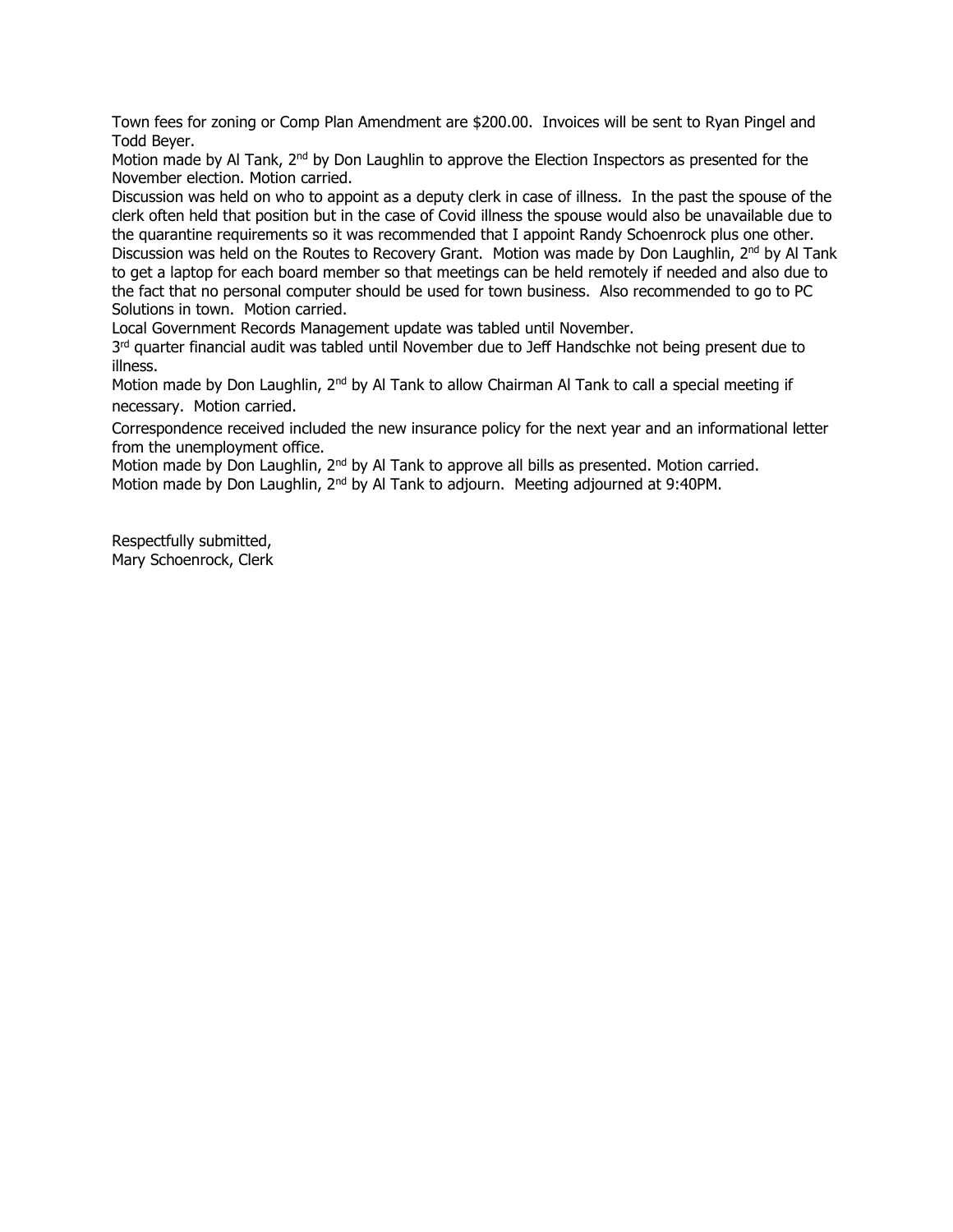Town fees for zoning or Comp Plan Amendment are $200.00. Invoices will be sent to Ryan Pingel and Todd Beyer.

Motion made by Al Tank, 2nd by Don Laughlin to approve the Election Inspectors as presented for the November election. Motion carried.

Discussion was held on who to appoint as a deputy clerk in case of illness. In the past the spouse of the clerk often held that position but in the case of Covid illness the spouse would also be unavailable due to the quarantine requirements so it was recommended that I appoint Randy Schoenrock plus one other.

Discussion was held on the Routes to Recovery Grant. Motion was made by Don Laughlin, 2nd by Al Tank to get a laptop for each board member so that meetings can be held remotely if needed and also due to the fact that no personal computer should be used for town business. Also recommended to go to PC Solutions in town. Motion carried.

Local Government Records Management update was tabled until November.

3rd quarter financial audit was tabled until November due to Jeff Handschke not being present due to illness.

Motion made by Don Laughlin, 2nd by Al Tank to allow Chairman Al Tank to call a special meeting if necessary. Motion carried.

Correspondence received included the new insurance policy for the next year and an informational letter from the unemployment office.

Motion made by Don Laughlin, 2nd by Al Tank to approve all bills as presented. Motion carried.

Motion made by Don Laughlin, 2nd by Al Tank to adjourn. Meeting adjourned at 9:40PM.

Respectfully submitted,
Mary Schoenrock, Clerk